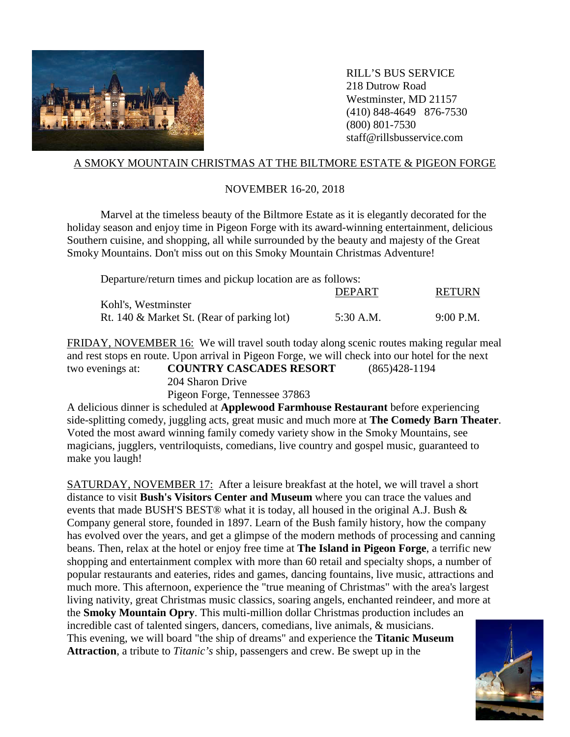RILL'S BUS SERVICE
218 Dutrow Road
Westminster, MD 21157
(410) 848-4649   876-7530
(800) 801-7530
staff@rillsbusservice.com

## A SMOKY MOUNTAIN CHRISTMAS AT THE BILTMORE ESTATE & PIGEON FORGE

NOVEMBER 16-20, 2018

Marvel at the timeless beauty of the Biltmore Estate as it is elegantly decorated for the holiday season and enjoy time in Pigeon Forge with its award-winning entertainment, delicious Southern cuisine, and shopping, all while surrounded by the beauty and majesty of the Great Smoky Mountains. Don't miss out on this Smoky Mountain Christmas Adventure!

Departure/return times and pickup location are as follows:

| | DEPART | RETURN |
|---|---|---|
| Kohl's, Westminster<br>Rt. 140 & Market St. (Rear of parking lot) | 5:30 A.M. | 9:00 P.M. |

FRIDAY, NOVEMBER 16: We will travel south today along scenic routes making regular meal and rest stops en route. Upon arrival in Pigeon Forge, we will check into our hotel for the next two evenings at: **COUNTRY CASCADES RESORT** (865)428-1194
204 Sharon Drive
Pigeon Forge, Tennessee 37863

A delicious dinner is scheduled at **Applewood Farmhouse Restaurant** before experiencing side-splitting comedy, juggling acts, great music and much more at **The Comedy Barn Theater**. Voted the most award winning family comedy variety show in the Smoky Mountains, see magicians, jugglers, ventriloquists, comedians, live country and gospel music, guaranteed to make you laugh!

SATURDAY, NOVEMBER 17: After a leisure breakfast at the hotel, we will travel a short distance to visit **Bush's Visitors Center and Museum** where you can trace the values and events that made BUSH'S BEST® what it is today, all housed in the original A.J. Bush & Company general store, founded in 1897. Learn of the Bush family history, how the company has evolved over the years, and get a glimpse of the modern methods of processing and canning beans. Then, relax at the hotel or enjoy free time at **The Island in Pigeon Forge**, a terrific new shopping and entertainment complex with more than 60 retail and specialty shops, a number of popular restaurants and eateries, rides and games, dancing fountains, live music, attractions and much more. This afternoon, experience the "true meaning of Christmas" with the area's largest living nativity, great Christmas music classics, soaring angels, enchanted reindeer, and more at the **Smoky Mountain Opry**. This multi-million dollar Christmas production includes an incredible cast of talented singers, dancers, comedians, live animals, & musicians. This evening, we will board "the ship of dreams" and experience the **Titanic Museum Attraction**, a tribute to *Titanic's* ship, passengers and crew. Be swept up in the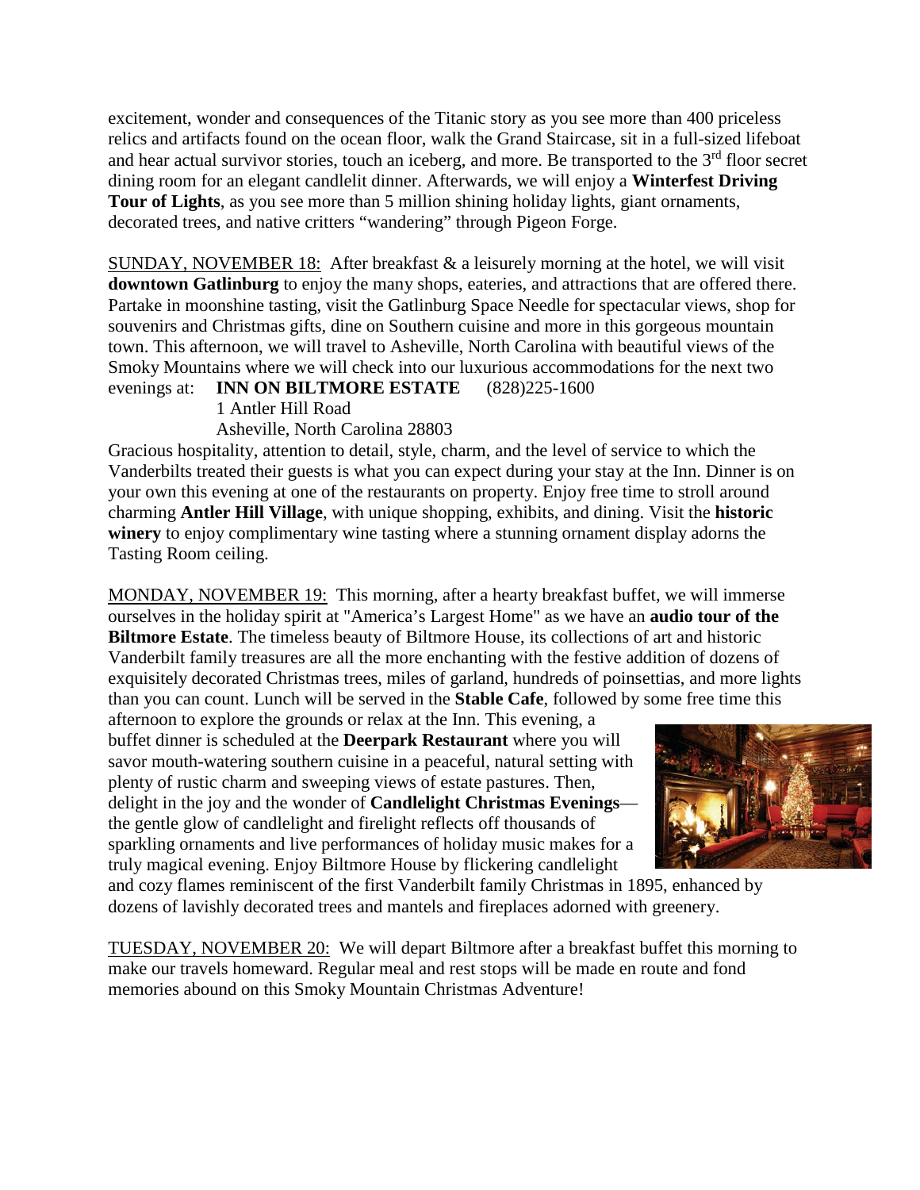excitement, wonder and consequences of the Titanic story as you see more than 400 priceless relics and artifacts found on the ocean floor, walk the Grand Staircase, sit in a full-sized lifeboat and hear actual survivor stories, touch an iceberg, and more. Be transported to the 3rd floor secret dining room for an elegant candlelit dinner. Afterwards, we will enjoy a **Winterfest Driving Tour of Lights**, as you see more than 5 million shining holiday lights, giant ornaments, decorated trees, and native critters "wandering" through Pigeon Forge.

SUNDAY, NOVEMBER 18: After breakfast & a leisurely morning at the hotel, we will visit **downtown Gatlinburg** to enjoy the many shops, eateries, and attractions that are offered there. Partake in moonshine tasting, visit the Gatlinburg Space Needle for spectacular views, shop for souvenirs and Christmas gifts, dine on Southern cuisine and more in this gorgeous mountain town. This afternoon, we will travel to Asheville, North Carolina with beautiful views of the Smoky Mountains where we will check into our luxurious accommodations for the next two evenings at: **INN ON BILTMORE ESTATE** (828)225-1600
1 Antler Hill Road
Asheville, North Carolina 28803

Gracious hospitality, attention to detail, style, charm, and the level of service to which the Vanderbilts treated their guests is what you can expect during your stay at the Inn. Dinner is on your own this evening at one of the restaurants on property. Enjoy free time to stroll around charming **Antler Hill Village**, with unique shopping, exhibits, and dining. Visit the **historic winery** to enjoy complimentary wine tasting where a stunning ornament display adorns the Tasting Room ceiling.

MONDAY, NOVEMBER 19: This morning, after a hearty breakfast buffet, we will immerse ourselves in the holiday spirit at "America's Largest Home" as we have an **audio tour of the Biltmore Estate**. The timeless beauty of Biltmore House, its collections of art and historic Vanderbilt family treasures are all the more enchanting with the festive addition of dozens of exquisitely decorated Christmas trees, miles of garland, hundreds of poinsettias, and more lights than you can count. Lunch will be served in the **Stable Cafe**, followed by some free time this afternoon to explore the grounds or relax at the Inn. This evening, a buffet dinner is scheduled at the **Deerpark Restaurant** where you will savor mouth-watering southern cuisine in a peaceful, natural setting with plenty of rustic charm and sweeping views of estate pastures. Then, delight in the joy and the wonder of **Candlelight Christmas Evenings**—the gentle glow of candlelight and firelight reflects off thousands of sparkling ornaments and live performances of holiday music makes for a truly magical evening. Enjoy Biltmore House by flickering candlelight and cozy flames reminiscent of the first Vanderbilt family Christmas in 1895, enhanced by dozens of lavishly decorated trees and mantels and fireplaces adorned with greenery.

TUESDAY, NOVEMBER 20: We will depart Biltmore after a breakfast buffet this morning to make our travels homeward. Regular meal and rest stops will be made en route and fond memories abound on this Smoky Mountain Christmas Adventure!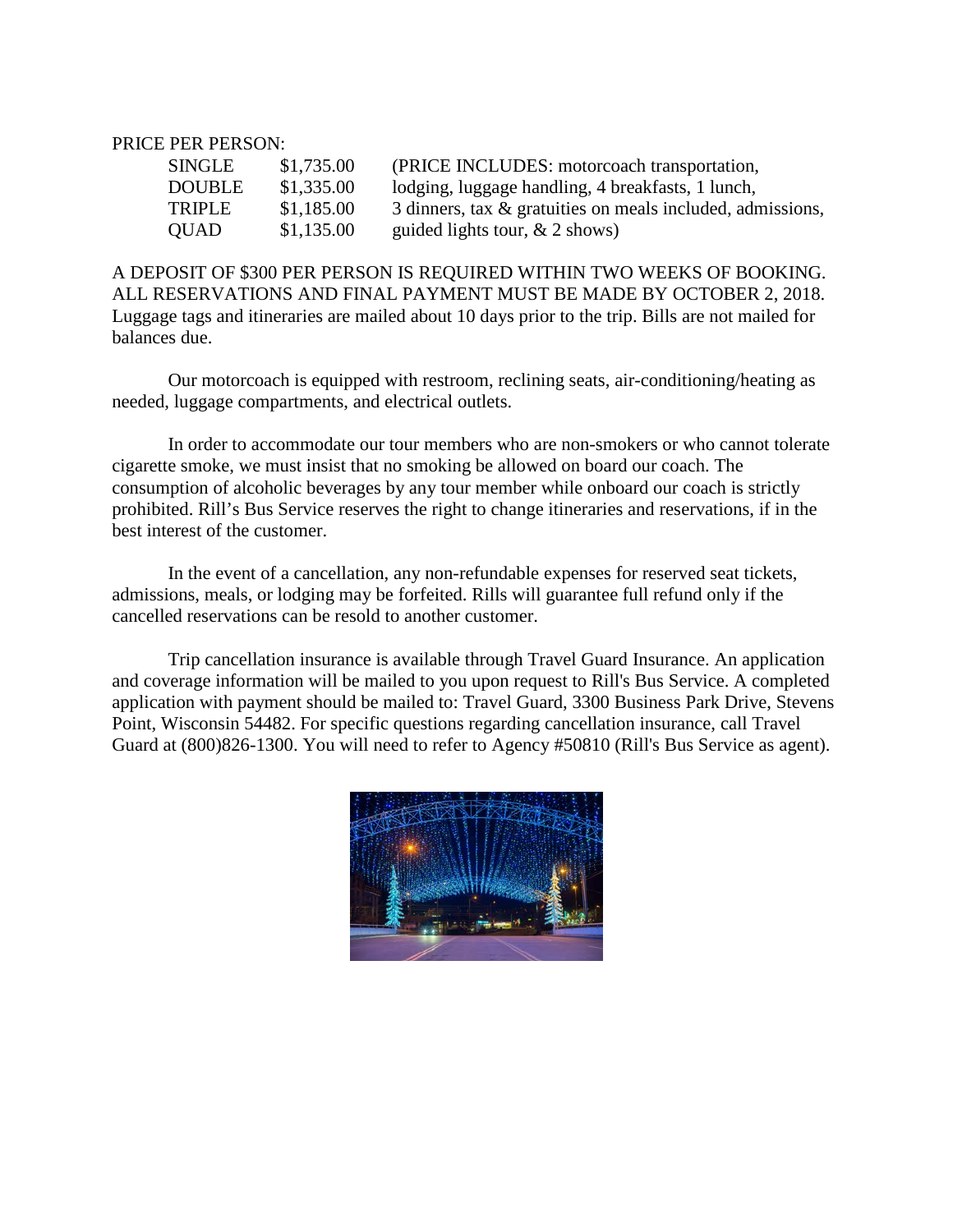PRICE PER PERSON:

| | | |
|---|---|---|
| SINGLE | $1,735.00 | (PRICE INCLUDES: motorcoach transportation, |
| DOUBLE | $1,335.00 | lodging, luggage handling, 4 breakfasts, 1 lunch, |
| TRIPLE | $1,185.00 | 3 dinners, tax & gratuities on meals included, admissions, |
| QUAD | $1,135.00 | guided lights tour, & 2 shows) |

A DEPOSIT OF $300 PER PERSON IS REQUIRED WITHIN TWO WEEKS OF BOOKING. ALL RESERVATIONS AND FINAL PAYMENT MUST BE MADE BY OCTOBER 2, 2018. Luggage tags and itineraries are mailed about 10 days prior to the trip. Bills are not mailed for balances due.

Our motorcoach is equipped with restroom, reclining seats, air-conditioning/heating as needed, luggage compartments, and electrical outlets.

In order to accommodate our tour members who are non-smokers or who cannot tolerate cigarette smoke, we must insist that no smoking be allowed on board our coach. The consumption of alcoholic beverages by any tour member while onboard our coach is strictly prohibited. Rill's Bus Service reserves the right to change itineraries and reservations, if in the best interest of the customer.

In the event of a cancellation, any non-refundable expenses for reserved seat tickets, admissions, meals, or lodging may be forfeited. Rills will guarantee full refund only if the cancelled reservations can be resold to another customer.

Trip cancellation insurance is available through Travel Guard Insurance. An application and coverage information will be mailed to you upon request to Rill's Bus Service. A completed application with payment should be mailed to: Travel Guard, 3300 Business Park Drive, Stevens Point, Wisconsin 54482. For specific questions regarding cancellation insurance, call Travel Guard at (800)826-1300. You will need to refer to Agency #50810 (Rill's Bus Service as agent).